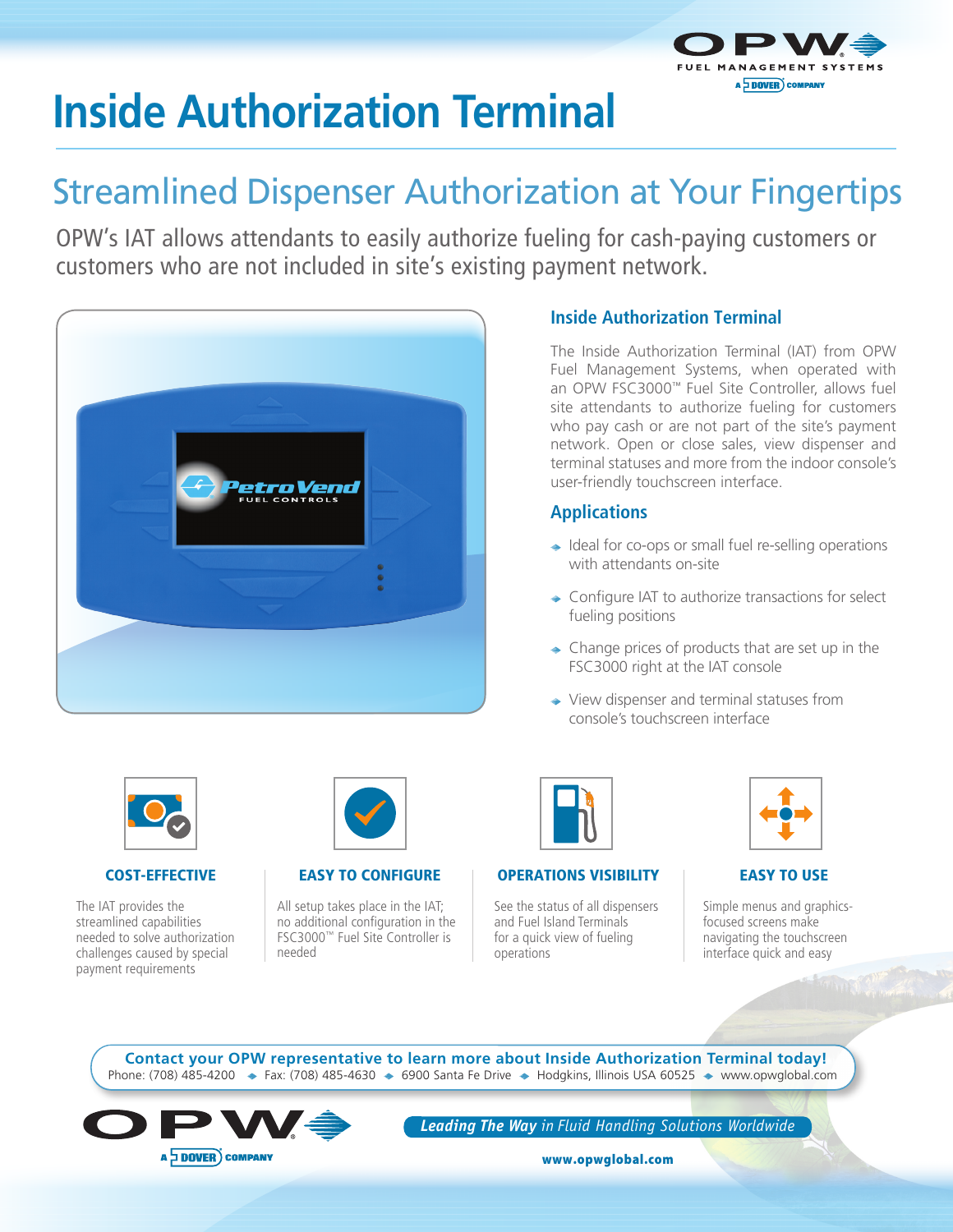# Inside Authorization Terminal

## Streamlined Dispenser Authorization at Your Fingertips

OPW's IAT allows attendants to easily authorize fueling for cash-paying customers or customers who are not included in site's existing payment network.

### Inside Authorization Terminal

The Inside Authorization Terminal (IAT) from OPW Fuel Management Systems, when operated with an OPW FSC3000™ Fuel Site Controller, allows fuel site attendants to authorize fueling for customers who pay cash or are not part of the site's payment network. Open or close sales, view dispenser and terminal statuses and more from the indoor console's user-friendly touchscreen interface.

### Applications

- Ideal for co-ops or small fuel re-selling operations with attendants on-site
- Configure IAT to authorize transactions for select fueling positions
- Change prices of products that are set up in the FSC3000 right at the IAT console
- View dispenser and terminal statuses from console's touchscreen interface

#### COST-EFFECTIVE

The IAT provides the streamlined capabilities needed to solve authorization challenges caused by special payment requirements

#### EASY TO CONFIGURE

All setup takes place in the IAT; no additional configuration in the FSC3000™ Fuel Site Controller is needed

#### OPERATIONS VISIBILITY

See the status of all dispensers and Fuel Island Terminals for a quick view of fueling operations

#### EASY TO USE

Simple menus and graphics-focused screens make navigating the touchscreen interface quick and easy

**Contact your OPW representative to learn more about Inside Authorization Terminal today!**

Phone: (708) 485-4200 ◆ Fax: (708) 485-4630 ◆ 6900 Santa Fe Drive ◆ Hodgkins, Illinois USA 60525 ◆ www.opwglobal.com

***Leading The Way** in Fluid Handling Solutions Worldwide*

**www.opwglobal.com**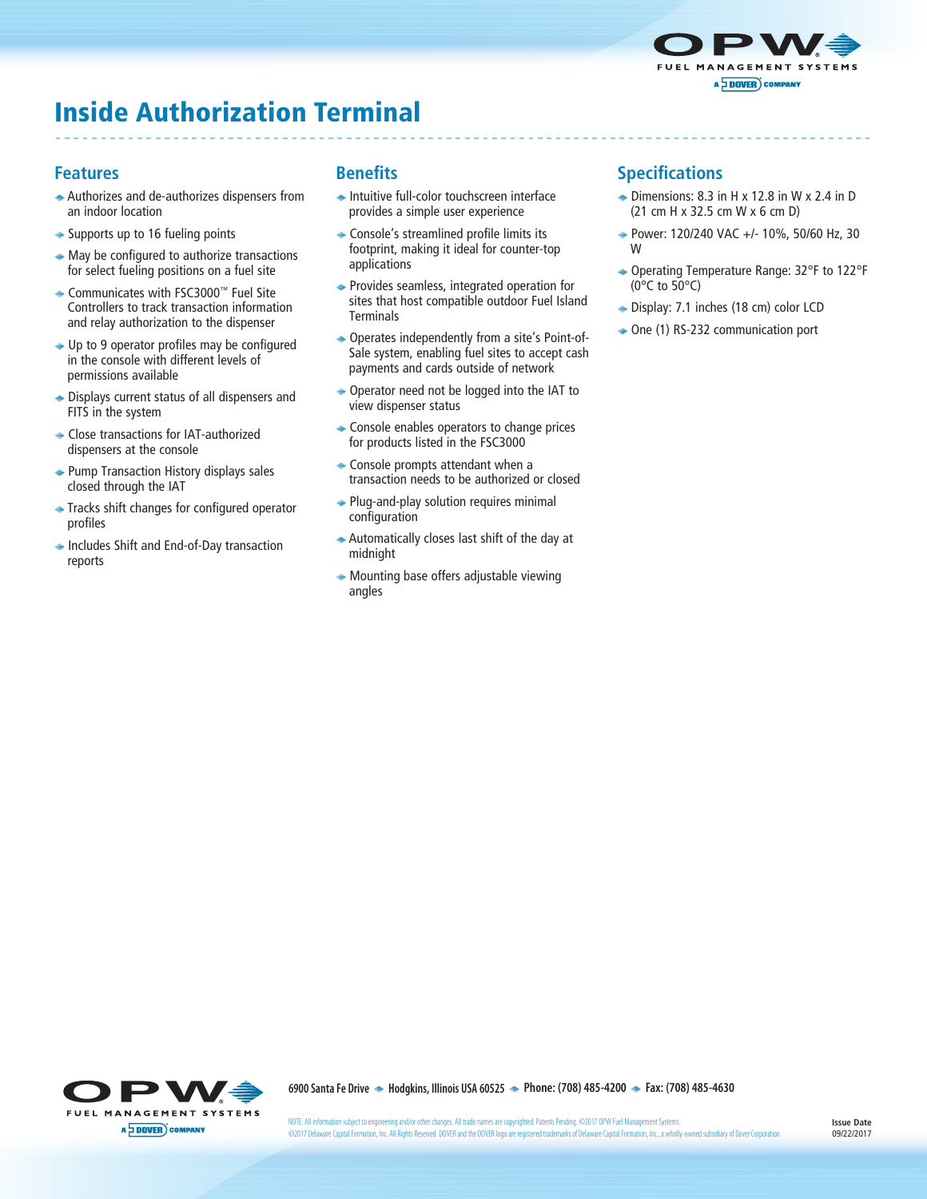# Inside Authorization Terminal

## Features

- Authorizes and de-authorizes dispensers from an indoor location
- Supports up to 16 fueling points
- May be configured to authorize transactions for select fueling positions on a fuel site
- Communicates with FSC3000™ Fuel Site Controllers to track transaction information and relay authorization to the dispenser
- Up to 9 operator profiles may be configured in the console with different levels of permissions available
- Displays current status of all dispensers and FITS in the system
- Close transactions for IAT-authorized dispensers at the console
- Pump Transaction History displays sales closed through the IAT
- Tracks shift changes for configured operator profiles
- Includes Shift and End-of-Day transaction reports

## Benefits

- Intuitive full-color touchscreen interface provides a simple user experience
- Console's streamlined profile limits its footprint, making it ideal for counter-top applications
- Provides seamless, integrated operation for sites that host compatible outdoor Fuel Island Terminals
- Operates independently from a site's Point-of-Sale system, enabling fuel sites to accept cash payments and cards outside of network
- Operator need not be logged into the IAT to view dispenser status
- Console enables operators to change prices for products listed in the FSC3000
- Console prompts attendant when a transaction needs to be authorized or closed
- Plug-and-play solution requires minimal configuration
- Automatically closes last shift of the day at midnight
- Mounting base offers adjustable viewing angles

## Specifications

- Dimensions: 8.3 in H x 12.8 in W x 2.4 in D (21 cm H x 32.5 cm W x 6 cm D)
- Power: 120/240 VAC +/- 10%, 50/60 Hz, 30 W
- Operating Temperature Range: 32°F to 122°F (0°C to 50°C)
- Display: 7.1 inches (18 cm) color LCD
- One (1) RS-232 communication port

6900 Santa Fe Drive • Hodgkins, Illinois USA 60525 • Phone: (708) 485-4200 • Fax: (708) 485-4630

NOTE: All information subject to engineering and/or other changes. All trade names are copyrighted. Patents Pending. ©2017 OPW Fuel Management Systems.
©2017 Delaware Capital Formation, Inc. All Rights Reserved. DOVER and the DOVER logo are registered trademarks of Delaware Capital Formation, Inc., a wholly-owned subsidiary of Dover Corporation.

**Issue Date**
09/22/2017